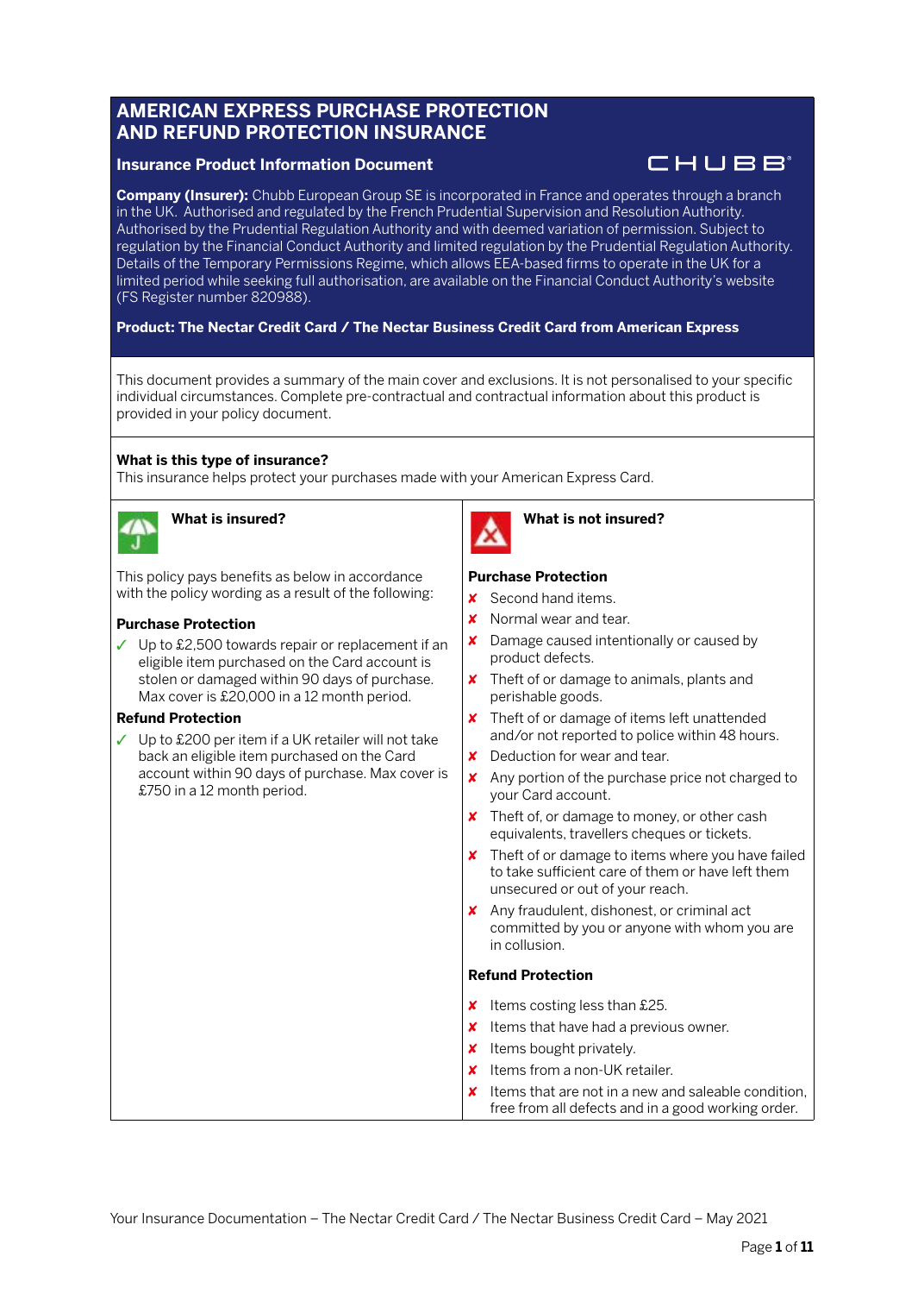# AMERICAN EXPRESS PURCHASE PROTECTION AND REFUND PROTECTION INSURANCE

## Insurance Product Information Document

CHUBB®

**Company (Insurer):** Chubb European Group SE is incorporated in France and operates through a branch in the UK. Authorised and regulated by the French Prudential Supervision and Resolution Authority. Authorised by the Prudential Regulation Authority and with deemed variation of permission. Subject to regulation by the Financial Conduct Authority and limited regulation by the Prudential Regulation Authority. Details of the Temporary Permissions Regime, which allows EEA-based firms to operate in the UK for a limited period while seeking full authorisation, are available on the Financial Conduct Authority's website (FS Register number 820988).

**Product: The Nectar Credit Card / The Nectar Business Credit Card from American Express**

This document provides a summary of the main cover and exclusions. It is not personalised to your specific individual circumstances. Complete pre-contractual and contractual information about this product is provided in your policy document.

**What is this type of insurance?**

This insurance helps protect your purchases made with your American Express Card.

### What is insured?

This policy pays benefits as below in accordance with the policy wording as a result of the following:

**Purchase Protection**

- ✓ Up to £2,500 towards repair or replacement if an eligible item purchased on the Card account is stolen or damaged within 90 days of purchase. Max cover is £20,000 in a 12 month period.

**Refund Protection**

- ✓ Up to £200 per item if a UK retailer will not take back an eligible item purchased on the Card account within 90 days of purchase. Max cover is £750 in a 12 month period.

### What is not insured?

**Purchase Protection**

- ✘ Second hand items.
- ✘ Normal wear and tear.
- ✘ Damage caused intentionally or caused by product defects.
- ✘ Theft of or damage to animals, plants and perishable goods.
- ✘ Theft of or damage of items left unattended and/or not reported to police within 48 hours.
- ✘ Deduction for wear and tear.
- ✘ Any portion of the purchase price not charged to your Card account.
- ✘ Theft of, or damage to money, or other cash equivalents, travellers cheques or tickets.
- ✘ Theft of or damage to items where you have failed to take sufficient care of them or have left them unsecured or out of your reach.
- ✘ Any fraudulent, dishonest, or criminal act committed by you or anyone with whom you are in collusion.

**Refund Protection**

- ✘ Items costing less than £25.
- ✘ Items that have had a previous owner.
- ✘ Items bought privately.
- ✘ Items from a non-UK retailer.
- ✘ Items that are not in a new and saleable condition, free from all defects and in a good working order.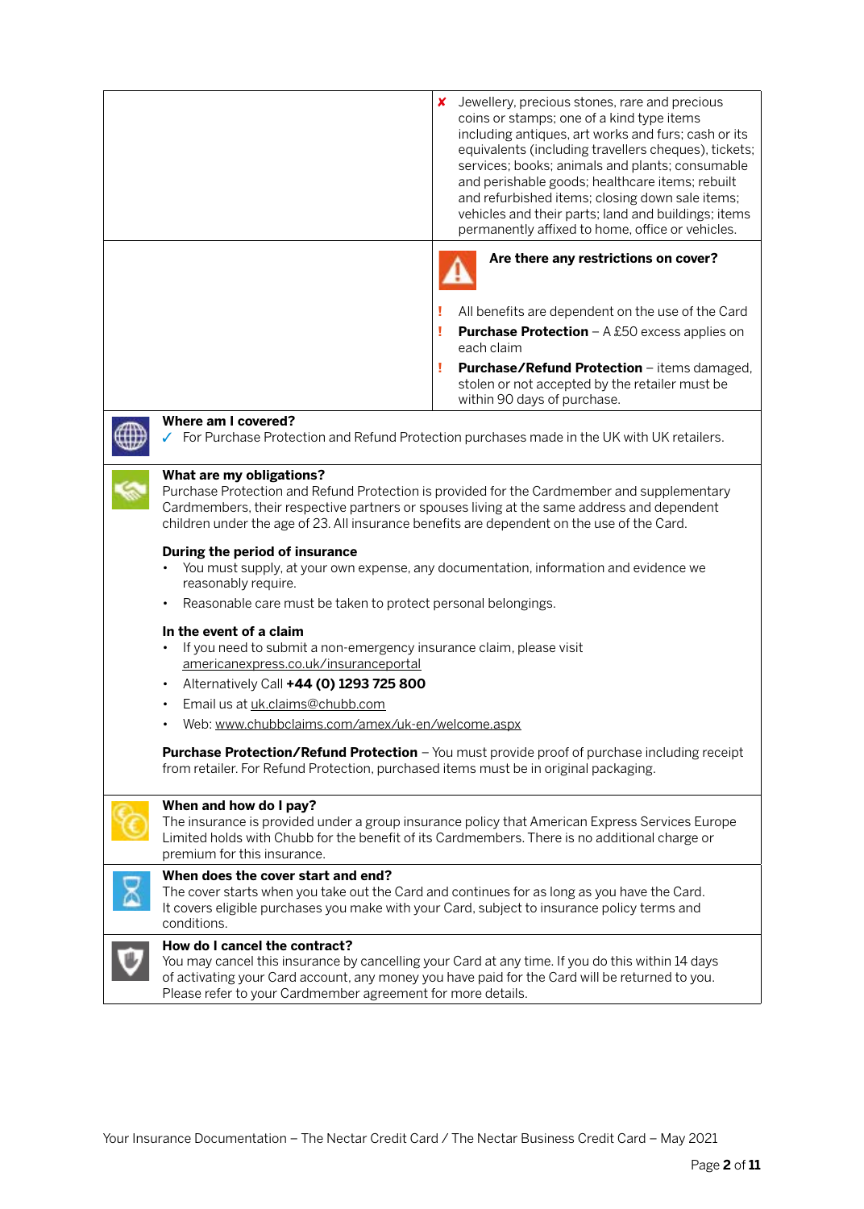✘ Jewellery, precious stones, rare and precious coins or stamps; one of a kind type items including antiques, art works and furs; cash or its equivalents (including travellers cheques), tickets; services; books; animals and plants; consumable and perishable goods; healthcare items; rebuilt and refurbished items; closing down sale items; vehicles and their parts; land and buildings; items permanently affixed to home, office or vehicles.

**Are there any restrictions on cover?**

! All benefits are dependent on the use of the Card

! **Purchase Protection** – A £50 excess applies on each claim

! **Purchase/Refund Protection** – items damaged, stolen or not accepted by the retailer must be within 90 days of purchase.

**Where am I covered?**

✓ For Purchase Protection and Refund Protection purchases made in the UK with UK retailers.

**What are my obligations?**

Purchase Protection and Refund Protection is provided for the Cardmember and supplementary Cardmembers, their respective partners or spouses living at the same address and dependent children under the age of 23. All insurance benefits are dependent on the use of the Card.

**During the period of insurance**

- You must supply, at your own expense, any documentation, information and evidence we reasonably require.
- Reasonable care must be taken to protect personal belongings.

**In the event of a claim**

- If you need to submit a non-emergency insurance claim, please visit americanexpress.co.uk/insuranceportal
- Alternatively Call **+44 (0) 1293 725 800**
- Email us at uk.claims@chubb.com
- Web: www.chubbclaims.com/amex/uk-en/welcome.aspx

**Purchase Protection/Refund Protection** – You must provide proof of purchase including receipt from retailer. For Refund Protection, purchased items must be in original packaging.

**When and how do I pay?**

The insurance is provided under a group insurance policy that American Express Services Europe Limited holds with Chubb for the benefit of its Cardmembers. There is no additional charge or premium for this insurance.

**When does the cover start and end?**

The cover starts when you take out the Card and continues for as long as you have the Card. It covers eligible purchases you make with your Card, subject to insurance policy terms and conditions.

**How do I cancel the contract?**

You may cancel this insurance by cancelling your Card at any time. If you do this within 14 days of activating your Card account, any money you have paid for the Card will be returned to you. Please refer to your Cardmember agreement for more details.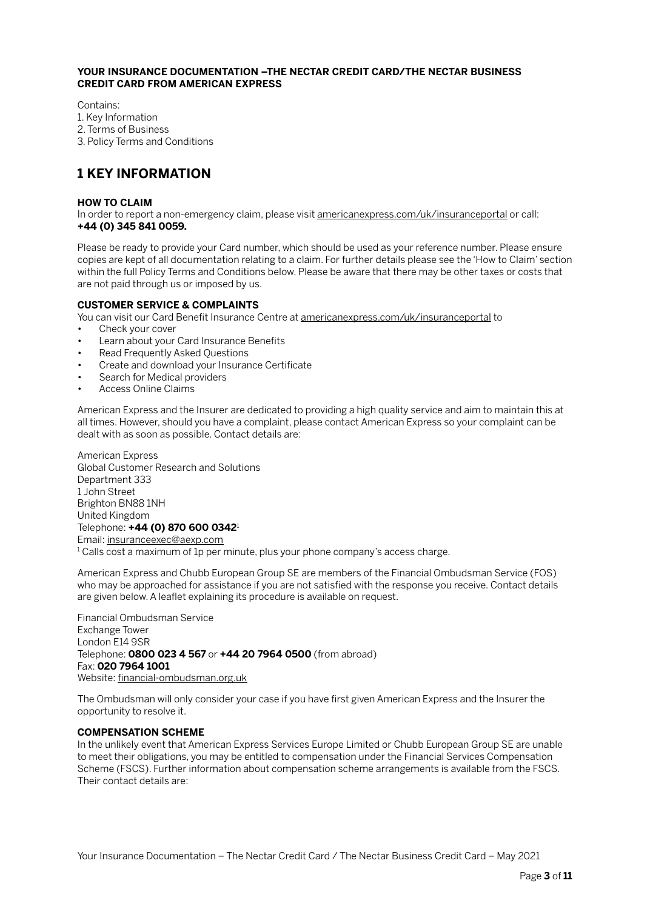**YOUR INSURANCE DOCUMENTATION –THE NECTAR CREDIT CARD/THE NECTAR BUSINESS CREDIT CARD FROM AMERICAN EXPRESS**

Contains:
1. Key Information
2. Terms of Business
3. Policy Terms and Conditions

# 1 KEY INFORMATION

### HOW TO CLAIM

In order to report a non-emergency claim, please visit americanexpress.com/uk/insuranceportal or call: **+44 (0) 345 841 0059.**

Please be ready to provide your Card number, which should be used as your reference number. Please ensure copies are kept of all documentation relating to a claim. For further details please see the 'How to Claim' section within the full Policy Terms and Conditions below. Please be aware that there may be other taxes or costs that are not paid through us or imposed by us.

### CUSTOMER SERVICE & COMPLAINTS

You can visit our Card Benefit Insurance Centre at americanexpress.com/uk/insuranceportal to

- Check your cover
- Learn about your Card Insurance Benefits
- Read Frequently Asked Questions
- Create and download your Insurance Certificate
- Search for Medical providers
- Access Online Claims

American Express and the Insurer are dedicated to providing a high quality service and aim to maintain this at all times. However, should you have a complaint, please contact American Express so your complaint can be dealt with as soon as possible. Contact details are:

American Express
Global Customer Research and Solutions
Department 333
1 John Street
Brighton BN88 1NH
United Kingdom
Telephone: **+44 (0) 870 600 0342**[1]
Email: insuranceexec@aexp.com
[1] Calls cost a maximum of 1p per minute, plus your phone company's access charge.

American Express and Chubb European Group SE are members of the Financial Ombudsman Service (FOS) who may be approached for assistance if you are not satisfied with the response you receive. Contact details are given below. A leaflet explaining its procedure is available on request.

Financial Ombudsman Service
Exchange Tower
London E14 9SR
Telephone: **0800 023 4 567** or **+44 20 7964 0500** (from abroad)
Fax: **020 7964 1001**
Website: financial-ombudsman.org.uk

The Ombudsman will only consider your case if you have first given American Express and the Insurer the opportunity to resolve it.

### COMPENSATION SCHEME

In the unlikely event that American Express Services Europe Limited or Chubb European Group SE are unable to meet their obligations, you may be entitled to compensation under the Financial Services Compensation Scheme (FSCS). Further information about compensation scheme arrangements is available from the FSCS. Their contact details are: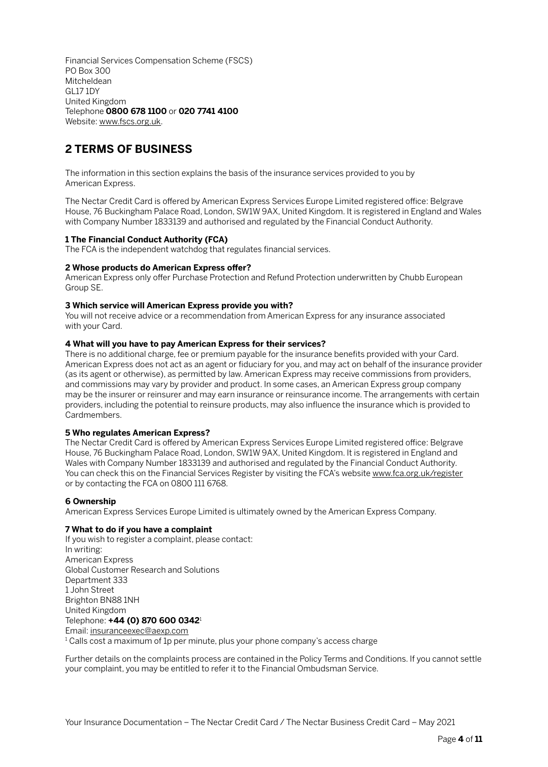Financial Services Compensation Scheme (FSCS)
PO Box 300
Mitcheldean
GL17 1DY
United Kingdom
Telephone **0800 678 1100** or **020 7741 4100**
Website: www.fscs.org.uk.

## 2 TERMS OF BUSINESS

The information in this section explains the basis of the insurance services provided to you by American Express.

The Nectar Credit Card is offered by American Express Services Europe Limited registered office: Belgrave House, 76 Buckingham Palace Road, London, SW1W 9AX, United Kingdom. It is registered in England and Wales with Company Number 1833139 and authorised and regulated by the Financial Conduct Authority.

**1 The Financial Conduct Authority (FCA)**
The FCA is the independent watchdog that regulates financial services.

**2 Whose products do American Express offer?**
American Express only offer Purchase Protection and Refund Protection underwritten by Chubb European Group SE.

**3 Which service will American Express provide you with?**
You will not receive advice or a recommendation from American Express for any insurance associated with your Card.

**4 What will you have to pay American Express for their services?**
There is no additional charge, fee or premium payable for the insurance benefits provided with your Card. American Express does not act as an agent or fiduciary for you, and may act on behalf of the insurance provider (as its agent or otherwise), as permitted by law. American Express may receive commissions from providers, and commissions may vary by provider and product. In some cases, an American Express group company may be the insurer or reinsurer and may earn insurance or reinsurance income. The arrangements with certain providers, including the potential to reinsure products, may also influence the insurance which is provided to Cardmembers.

**5 Who regulates American Express?**
The Nectar Credit Card is offered by American Express Services Europe Limited registered office: Belgrave House, 76 Buckingham Palace Road, London, SW1W 9AX, United Kingdom. It is registered in England and Wales with Company Number 1833139 and authorised and regulated by the Financial Conduct Authority. You can check this on the Financial Services Register by visiting the FCA's website www.fca.org.uk/register or by contacting the FCA on 0800 111 6768.

**6 Ownership**
American Express Services Europe Limited is ultimately owned by the American Express Company.

**7 What to do if you have a complaint**
If you wish to register a complaint, please contact:
In writing:
American Express
Global Customer Research and Solutions
Department 333
1 John Street
Brighton BN88 1NH
United Kingdom
Telephone: **+44 (0) 870 600 0342**[1]
Email: insuranceexec@aexp.com
[1] Calls cost a maximum of 1p per minute, plus your phone company's access charge

Further details on the complaints process are contained in the Policy Terms and Conditions. If you cannot settle your complaint, you may be entitled to refer it to the Financial Ombudsman Service.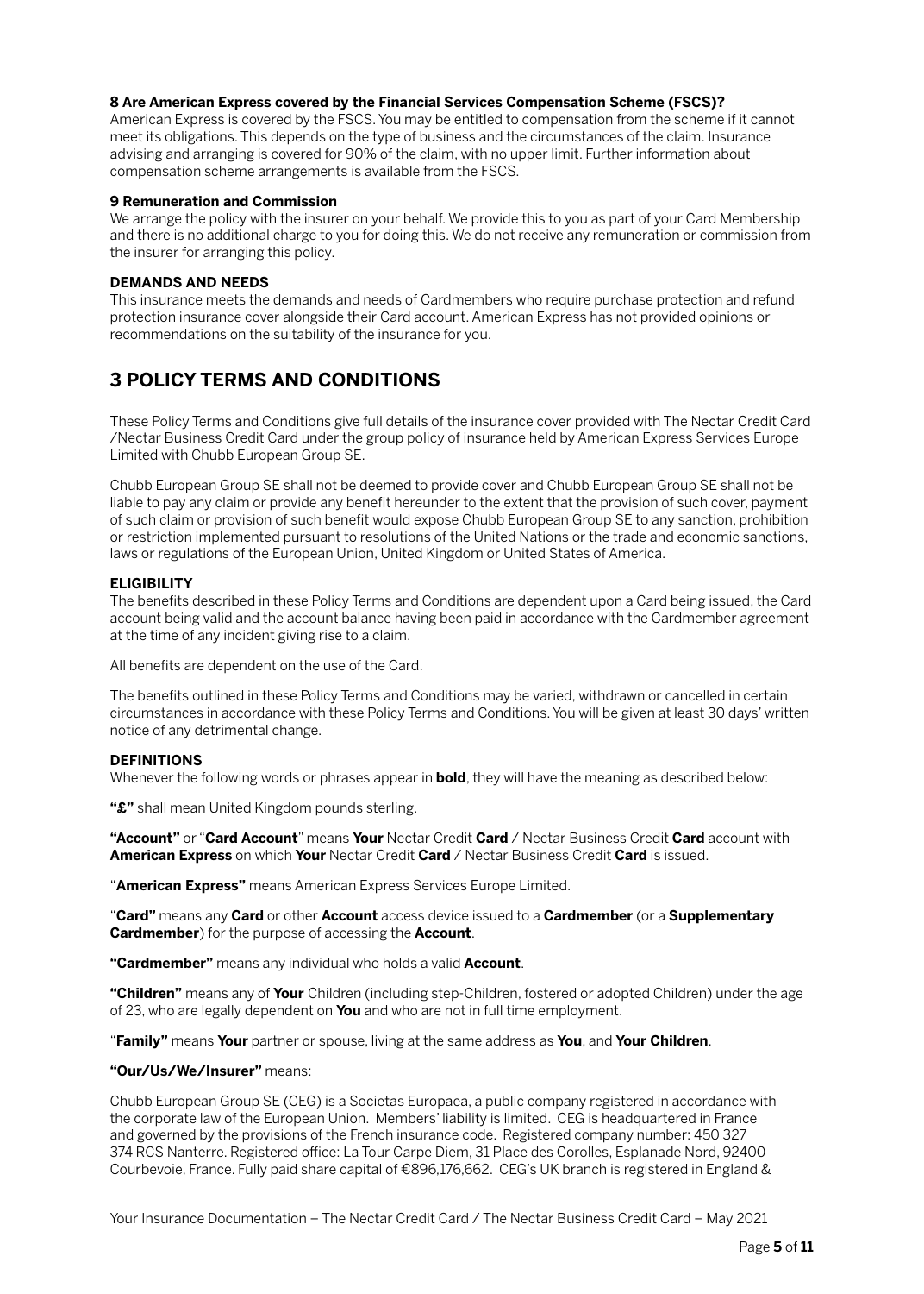**8 Are American Express covered by the Financial Services Compensation Scheme (FSCS)?**
American Express is covered by the FSCS. You may be entitled to compensation from the scheme if it cannot meet its obligations. This depends on the type of business and the circumstances of the claim. Insurance advising and arranging is covered for 90% of the claim, with no upper limit. Further information about compensation scheme arrangements is available from the FSCS.

**9 Remuneration and Commission**
We arrange the policy with the insurer on your behalf. We provide this to you as part of your Card Membership and there is no additional charge to you for doing this. We do not receive any remuneration or commission from the insurer for arranging this policy.

**DEMANDS AND NEEDS**
This insurance meets the demands and needs of Cardmembers who require purchase protection and refund protection insurance cover alongside their Card account. American Express has not provided opinions or recommendations on the suitability of the insurance for you.

## 3 POLICY TERMS AND CONDITIONS

These Policy Terms and Conditions give full details of the insurance cover provided with The Nectar Credit Card /Nectar Business Credit Card under the group policy of insurance held by American Express Services Europe Limited with Chubb European Group SE.

Chubb European Group SE shall not be deemed to provide cover and Chubb European Group SE shall not be liable to pay any claim or provide any benefit hereunder to the extent that the provision of such cover, payment of such claim or provision of such benefit would expose Chubb European Group SE to any sanction, prohibition or restriction implemented pursuant to resolutions of the United Nations or the trade and economic sanctions, laws or regulations of the European Union, United Kingdom or United States of America.

**ELIGIBILITY**
The benefits described in these Policy Terms and Conditions are dependent upon a Card being issued, the Card account being valid and the account balance having been paid in accordance with the Cardmember agreement at the time of any incident giving rise to a claim.

All benefits are dependent on the use of the Card.

The benefits outlined in these Policy Terms and Conditions may be varied, withdrawn or cancelled in certain circumstances in accordance with these Policy Terms and Conditions. You will be given at least 30 days' written notice of any detrimental change.

**DEFINITIONS**
Whenever the following words or phrases appear in **bold**, they will have the meaning as described below:

**"£"** shall mean United Kingdom pounds sterling.

**"Account"** or "**Card Account**" means **Your** Nectar Credit **Card** / Nectar Business Credit **Card** account with **American Express** on which **Your** Nectar Credit **Card** / Nectar Business Credit **Card** is issued.

"**American Express"** means American Express Services Europe Limited.

"**Card"** means any **Card** or other **Account** access device issued to a **Cardmember** (or a **Supplementary Cardmember**) for the purpose of accessing the **Account**.

**"Cardmember"** means any individual who holds a valid **Account**.

**"Children"** means any of **Your** Children (including step-Children, fostered or adopted Children) under the age of 23, who are legally dependent on **You** and who are not in full time employment.

"**Family"** means **Your** partner or spouse, living at the same address as **You**, and **Your Children**.

**"Our/Us/We/Insurer"** means:

Chubb European Group SE (CEG) is a Societas Europaea, a public company registered in accordance with the corporate law of the European Union. Members' liability is limited. CEG is headquartered in France and governed by the provisions of the French insurance code. Registered company number: 450 327 374 RCS Nanterre. Registered office: La Tour Carpe Diem, 31 Place des Corolles, Esplanade Nord, 92400 Courbevoie, France. Fully paid share capital of €896,176,662. CEG's UK branch is registered in England &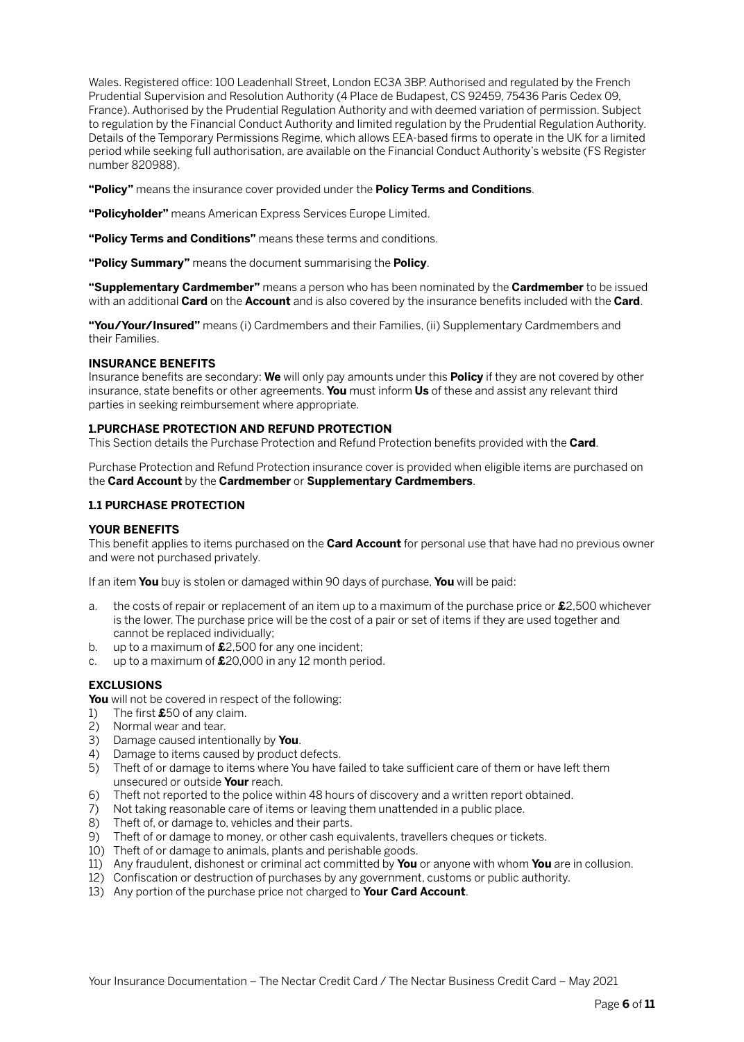Wales. Registered office: 100 Leadenhall Street, London EC3A 3BP. Authorised and regulated by the French Prudential Supervision and Resolution Authority (4 Place de Budapest, CS 92459, 75436 Paris Cedex 09, France). Authorised by the Prudential Regulation Authority and with deemed variation of permission. Subject to regulation by the Financial Conduct Authority and limited regulation by the Prudential Regulation Authority. Details of the Temporary Permissions Regime, which allows EEA-based firms to operate in the UK for a limited period while seeking full authorisation, are available on the Financial Conduct Authority's website (FS Register number 820988).

**"Policy"** means the insurance cover provided under the **Policy Terms and Conditions**.

**"Policyholder"** means American Express Services Europe Limited.

**"Policy Terms and Conditions"** means these terms and conditions.

**"Policy Summary"** means the document summarising the **Policy**.

**"Supplementary Cardmember"** means a person who has been nominated by the **Cardmember** to be issued with an additional **Card** on the **Account** and is also covered by the insurance benefits included with the **Card**.

**"You/Your/Insured"** means (i) Cardmembers and their Families, (ii) Supplementary Cardmembers and their Families.

### INSURANCE BENEFITS

Insurance benefits are secondary: **We** will only pay amounts under this **Policy** if they are not covered by other insurance, state benefits or other agreements. **You** must inform **Us** of these and assist any relevant third parties in seeking reimbursement where appropriate.

### 1.PURCHASE PROTECTION AND REFUND PROTECTION

This Section details the Purchase Protection and Refund Protection benefits provided with the **Card**.

Purchase Protection and Refund Protection insurance cover is provided when eligible items are purchased on the **Card Account** by the **Cardmember** or **Supplementary Cardmembers**.

### 1.1 PURCHASE PROTECTION

#### YOUR BENEFITS

This benefit applies to items purchased on the **Card Account** for personal use that have had no previous owner and were not purchased privately.

If an item **You** buy is stolen or damaged within 90 days of purchase, **You** will be paid:

a. the costs of repair or replacement of an item up to a maximum of the purchase price or **£**2,500 whichever is the lower. The purchase price will be the cost of a pair or set of items if they are used together and cannot be replaced individually;
b. up to a maximum of **£**2,500 for any one incident;
c. up to a maximum of **£**20,000 in any 12 month period.

#### EXCLUSIONS

**You** will not be covered in respect of the following:

1) The first **£**50 of any claim.
2) Normal wear and tear.
3) Damage caused intentionally by **You**.
4) Damage to items caused by product defects.
5) Theft of or damage to items where You have failed to take sufficient care of them or have left them unsecured or outside **Your** reach.
6) Theft not reported to the police within 48 hours of discovery and a written report obtained.
7) Not taking reasonable care of items or leaving them unattended in a public place.
8) Theft of, or damage to, vehicles and their parts.
9) Theft of or damage to money, or other cash equivalents, travellers cheques or tickets.
10) Theft of or damage to animals, plants and perishable goods.
11) Any fraudulent, dishonest or criminal act committed by **You** or anyone with whom **You** are in collusion.
12) Confiscation or destruction of purchases by any government, customs or public authority.
13) Any portion of the purchase price not charged to **Your Card Account**.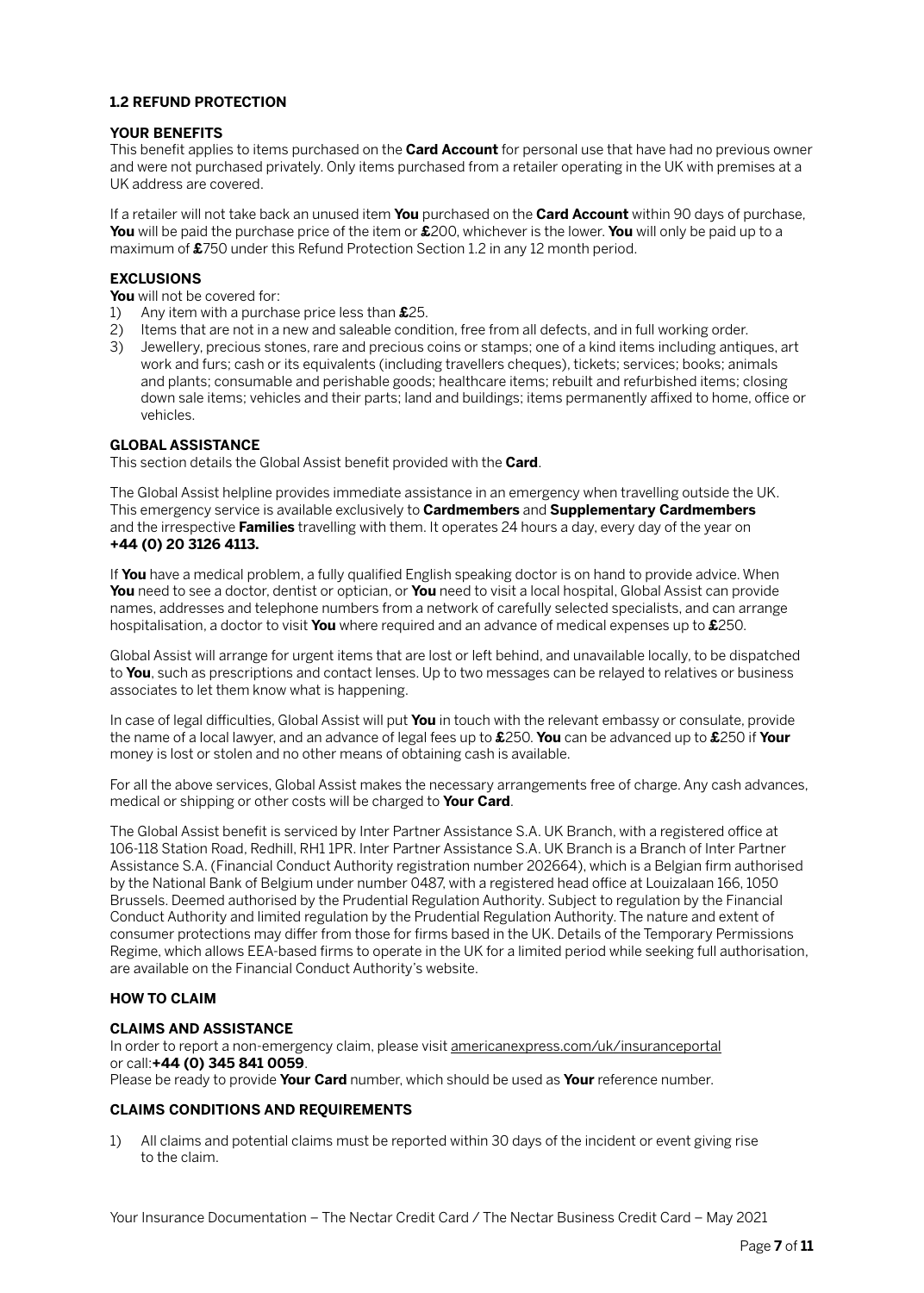### 1.2 REFUND PROTECTION

#### YOUR BENEFITS

This benefit applies to items purchased on the **Card Account** for personal use that have had no previous owner and were not purchased privately. Only items purchased from a retailer operating in the UK with premises at a UK address are covered.

If a retailer will not take back an unused item **You** purchased on the **Card Account** within 90 days of purchase, **You** will be paid the purchase price of the item or **£**200, whichever is the lower. **You** will only be paid up to a maximum of **£**750 under this Refund Protection Section 1.2 in any 12 month period.

#### EXCLUSIONS

**You** will not be covered for:

1) Any item with a purchase price less than **£**25.
2) Items that are not in a new and saleable condition, free from all defects, and in full working order.
3) Jewellery, precious stones, rare and precious coins or stamps; one of a kind items including antiques, art work and furs; cash or its equivalents (including travellers cheques), tickets; services; books; animals and plants; consumable and perishable goods; healthcare items; rebuilt and refurbished items; closing down sale items; vehicles and their parts; land and buildings; items permanently affixed to home, office or vehicles.

#### GLOBAL ASSISTANCE

This section details the Global Assist benefit provided with the **Card**.

The Global Assist helpline provides immediate assistance in an emergency when travelling outside the UK. This emergency service is available exclusively to **Cardmembers** and **Supplementary Cardmembers** and the irrespective **Families** travelling with them. It operates 24 hours a day, every day of the year on **+44 (0) 20 3126 4113.**

If **You** have a medical problem, a fully qualified English speaking doctor is on hand to provide advice. When **You** need to see a doctor, dentist or optician, or **You** need to visit a local hospital, Global Assist can provide names, addresses and telephone numbers from a network of carefully selected specialists, and can arrange hospitalisation, a doctor to visit **You** where required and an advance of medical expenses up to **£**250.

Global Assist will arrange for urgent items that are lost or left behind, and unavailable locally, to be dispatched to **You**, such as prescriptions and contact lenses. Up to two messages can be relayed to relatives or business associates to let them know what is happening.

In case of legal difficulties, Global Assist will put **You** in touch with the relevant embassy or consulate, provide the name of a local lawyer, and an advance of legal fees up to **£**250. **You** can be advanced up to **£**250 if **Your** money is lost or stolen and no other means of obtaining cash is available.

For all the above services, Global Assist makes the necessary arrangements free of charge. Any cash advances, medical or shipping or other costs will be charged to **Your Card**.

The Global Assist benefit is serviced by Inter Partner Assistance S.A. UK Branch, with a registered office at 106-118 Station Road, Redhill, RH1 1PR. Inter Partner Assistance S.A. UK Branch is a Branch of Inter Partner Assistance S.A. (Financial Conduct Authority registration number 202664), which is a Belgian firm authorised by the National Bank of Belgium under number 0487, with a registered head office at Louizalaan 166, 1050 Brussels. Deemed authorised by the Prudential Regulation Authority. Subject to regulation by the Financial Conduct Authority and limited regulation by the Prudential Regulation Authority. The nature and extent of consumer protections may differ from those for firms based in the UK. Details of the Temporary Permissions Regime, which allows EEA-based firms to operate in the UK for a limited period while seeking full authorisation, are available on the Financial Conduct Authority's website.

### HOW TO CLAIM

#### CLAIMS AND ASSISTANCE

In order to report a non-emergency claim, please visit americanexpress.com/uk/insuranceportal or call:**+44 (0) 345 841 0059**.
Please be ready to provide **Your Card** number, which should be used as **Your** reference number.

#### CLAIMS CONDITIONS AND REQUIREMENTS

1) All claims and potential claims must be reported within 30 days of the incident or event giving rise to the claim.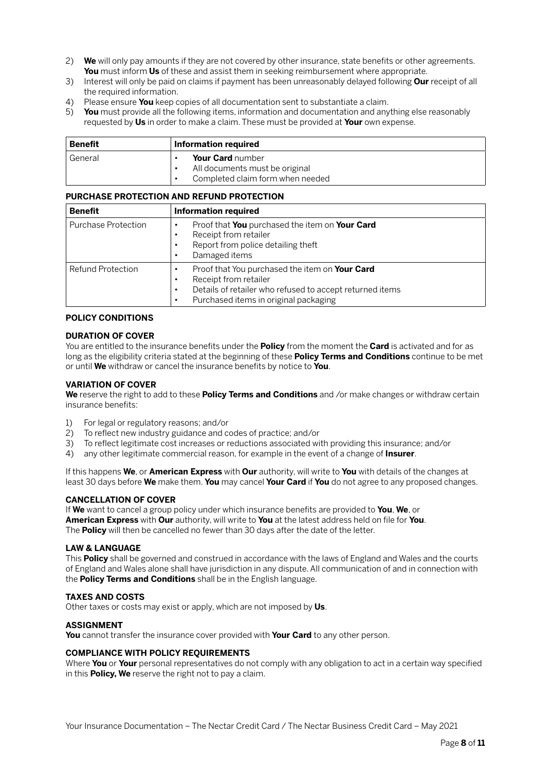2) **We** will only pay amounts if they are not covered by other insurance, state benefits or other agreements. **You** must inform **Us** of these and assist them in seeking reimbursement where appropriate.
3) Interest will only be paid on claims if payment has been unreasonably delayed following **Our** receipt of all the required information.
4) Please ensure **You** keep copies of all documentation sent to substantiate a claim.
5) **You** must provide all the following items, information and documentation and anything else reasonably requested by **Us** in order to make a claim. These must be provided at **Your** own expense.

| Benefit | Information required |
|---|---|
| General | • **Your Card** number<br>• All documents must be original<br>• Completed claim form when needed |

**PURCHASE PROTECTION AND REFUND PROTECTION**

| Benefit | Information required |
|---|---|
| Purchase Protection | • Proof that **You** purchased the item on **Your Card**<br>• Receipt from retailer<br>• Report from police detailing theft<br>• Damaged items |
| Refund Protection | • Proof that You purchased the item on **Your Card**<br>• Receipt from retailer<br>• Details of retailer who refused to accept returned items<br>• Purchased items in original packaging |

## POLICY CONDITIONS

### DURATION OF COVER

You are entitled to the insurance benefits under the **Policy** from the moment the **Card** is activated and for as long as the eligibility criteria stated at the beginning of these **Policy Terms and Conditions** continue to be met or until **We** withdraw or cancel the insurance benefits by notice to **You**.

### VARIATION OF COVER

**We** reserve the right to add to these **Policy Terms and Conditions** and /or make changes or withdraw certain insurance benefits:

1) For legal or regulatory reasons; and/or
2) To reflect new industry guidance and codes of practice; and/or
3) To reflect legitimate cost increases or reductions associated with providing this insurance; and/or
4) any other legitimate commercial reason, for example in the event of a change of **Insurer**.

If this happens **We**, or **American Express** with **Our** authority, will write to **You** with details of the changes at least 30 days before **We** make them. **You** may cancel **Your Card** if **You** do not agree to any proposed changes.

### CANCELLATION OF COVER

If **We** want to cancel a group policy under which insurance benefits are provided to **You**, **We**, or **American Express** with **Our** authority, will write to **You** at the latest address held on file for **You**. The **Policy** will then be cancelled no fewer than 30 days after the date of the letter.

### LAW & LANGUAGE

This **Policy** shall be governed and construed in accordance with the laws of England and Wales and the courts of England and Wales alone shall have jurisdiction in any dispute. All communication of and in connection with the **Policy Terms and Conditions** shall be in the English language.

### TAXES AND COSTS

Other taxes or costs may exist or apply, which are not imposed by **Us**.

### ASSIGNMENT

**You** cannot transfer the insurance cover provided with **Your Card** to any other person.

### COMPLIANCE WITH POLICY REQUIREMENTS

Where **You** or **Your** personal representatives do not comply with any obligation to act in a certain way specified in this **Policy, We** reserve the right not to pay a claim.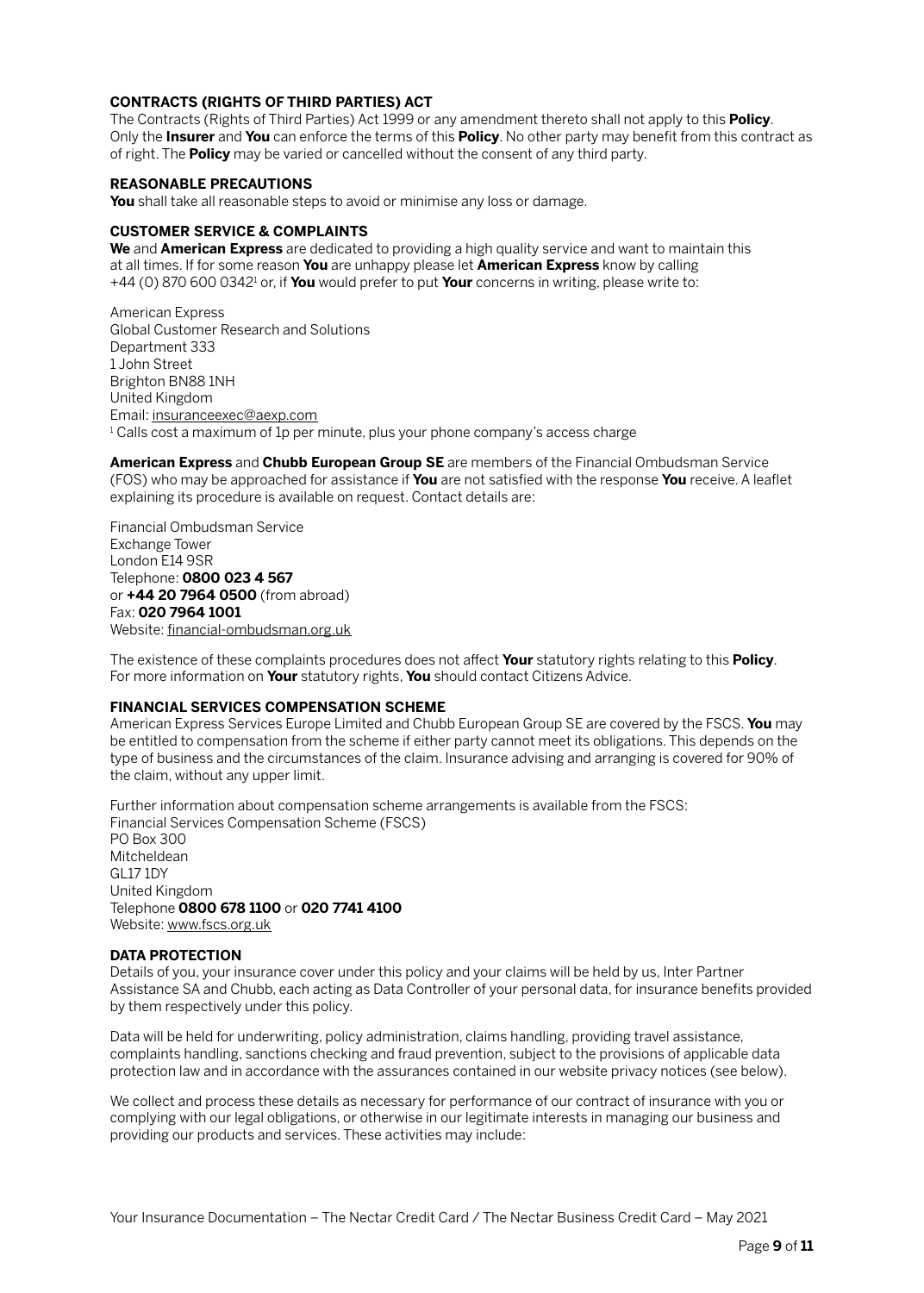## CONTRACTS (RIGHTS OF THIRD PARTIES) ACT

The Contracts (Rights of Third Parties) Act 1999 or any amendment thereto shall not apply to this **Policy**. Only the **Insurer** and **You** can enforce the terms of this **Policy**. No other party may benefit from this contract as of right. The **Policy** may be varied or cancelled without the consent of any third party.

## REASONABLE PRECAUTIONS

**You** shall take all reasonable steps to avoid or minimise any loss or damage.

## CUSTOMER SERVICE & COMPLAINTS

**We** and **American Express** are dedicated to providing a high quality service and want to maintain this at all times. If for some reason **You** are unhappy please let **American Express** know by calling +44 (0) 870 600 0342[1] or, if **You** would prefer to put **Your** concerns in writing, please write to:

American Express
Global Customer Research and Solutions
Department 333
1 John Street
Brighton BN88 1NH
United Kingdom
Email: insuranceexec@aexp.com

[1] Calls cost a maximum of 1p per minute, plus your phone company's access charge

**American Express** and **Chubb European Group SE** are members of the Financial Ombudsman Service (FOS) who may be approached for assistance if **You** are not satisfied with the response **You** receive. A leaflet explaining its procedure is available on request. Contact details are:

Financial Ombudsman Service
Exchange Tower
London E14 9SR
Telephone: **0800 023 4 567**
or **+44 20 7964 0500** (from abroad)
Fax: **020 7964 1001**
Website: financial-ombudsman.org.uk

The existence of these complaints procedures does not affect **Your** statutory rights relating to this **Policy**. For more information on **Your** statutory rights, **You** should contact Citizens Advice.

## FINANCIAL SERVICES COMPENSATION SCHEME

American Express Services Europe Limited and Chubb European Group SE are covered by the FSCS. **You** may be entitled to compensation from the scheme if either party cannot meet its obligations. This depends on the type of business and the circumstances of the claim. Insurance advising and arranging is covered for 90% of the claim, without any upper limit.

Further information about compensation scheme arrangements is available from the FSCS:
Financial Services Compensation Scheme (FSCS)
PO Box 300
Mitcheldean
GL17 1DY
United Kingdom
Telephone **0800 678 1100** or **020 7741 4100**
Website: www.fscs.org.uk

## DATA PROTECTION

Details of you, your insurance cover under this policy and your claims will be held by us, Inter Partner Assistance SA and Chubb, each acting as Data Controller of your personal data, for insurance benefits provided by them respectively under this policy.

Data will be held for underwriting, policy administration, claims handling, providing travel assistance, complaints handling, sanctions checking and fraud prevention, subject to the provisions of applicable data protection law and in accordance with the assurances contained in our website privacy notices (see below).

We collect and process these details as necessary for performance of our contract of insurance with you or complying with our legal obligations, or otherwise in our legitimate interests in managing our business and providing our products and services. These activities may include: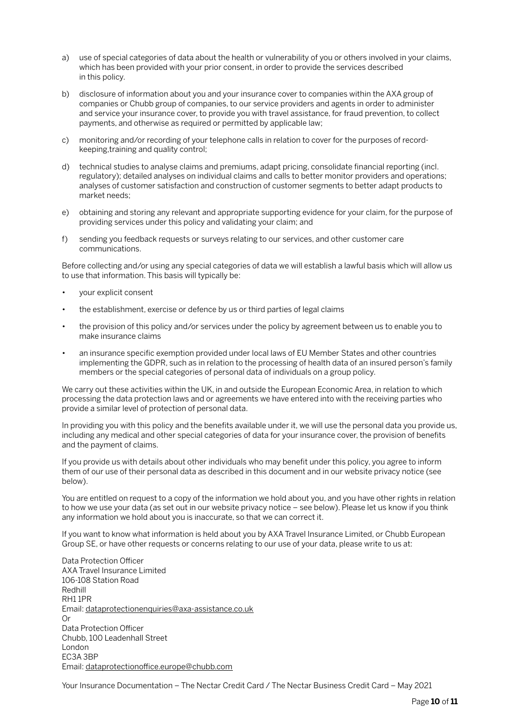a) use of special categories of data about the health or vulnerability of you or others involved in your claims, which has been provided with your prior consent, in order to provide the services described in this policy.

b) disclosure of information about you and your insurance cover to companies within the AXA group of companies or Chubb group of companies, to our service providers and agents in order to administer and service your insurance cover, to provide you with travel assistance, for fraud prevention, to collect payments, and otherwise as required or permitted by applicable law;

c) monitoring and/or recording of your telephone calls in relation to cover for the purposes of record-keeping,training and quality control;

d) technical studies to analyse claims and premiums, adapt pricing, consolidate financial reporting (incl. regulatory); detailed analyses on individual claims and calls to better monitor providers and operations; analyses of customer satisfaction and construction of customer segments to better adapt products to market needs;

e) obtaining and storing any relevant and appropriate supporting evidence for your claim, for the purpose of providing services under this policy and validating your claim; and

f) sending you feedback requests or surveys relating to our services, and other customer care communications.

Before collecting and/or using any special categories of data we will establish a lawful basis which will allow us to use that information. This basis will typically be:

- your explicit consent
- the establishment, exercise or defence by us or third parties of legal claims
- the provision of this policy and/or services under the policy by agreement between us to enable you to make insurance claims
- an insurance specific exemption provided under local laws of EU Member States and other countries implementing the GDPR, such as in relation to the processing of health data of an insured person's family members or the special categories of personal data of individuals on a group policy.

We carry out these activities within the UK, in and outside the European Economic Area, in relation to which processing the data protection laws and or agreements we have entered into with the receiving parties who provide a similar level of protection of personal data.

In providing you with this policy and the benefits available under it, we will use the personal data you provide us, including any medical and other special categories of data for your insurance cover, the provision of benefits and the payment of claims.

If you provide us with details about other individuals who may benefit under this policy, you agree to inform them of our use of their personal data as described in this document and in our website privacy notice (see below).

You are entitled on request to a copy of the information we hold about you, and you have other rights in relation to how we use your data (as set out in our website privacy notice – see below). Please let us know if you think any information we hold about you is inaccurate, so that we can correct it.

If you want to know what information is held about you by AXA Travel Insurance Limited, or Chubb European Group SE, or have other requests or concerns relating to our use of your data, please write to us at:

Data Protection Officer
AXA Travel Insurance Limited
106-108 Station Road
Redhill
RH1 1PR
Email: dataprotectionenquiries@axa-assistance.co.uk
Or
Data Protection Officer
Chubb, 100 Leadenhall Street
London
EC3A 3BP
Email: dataprotectionoffice.europe@chubb.com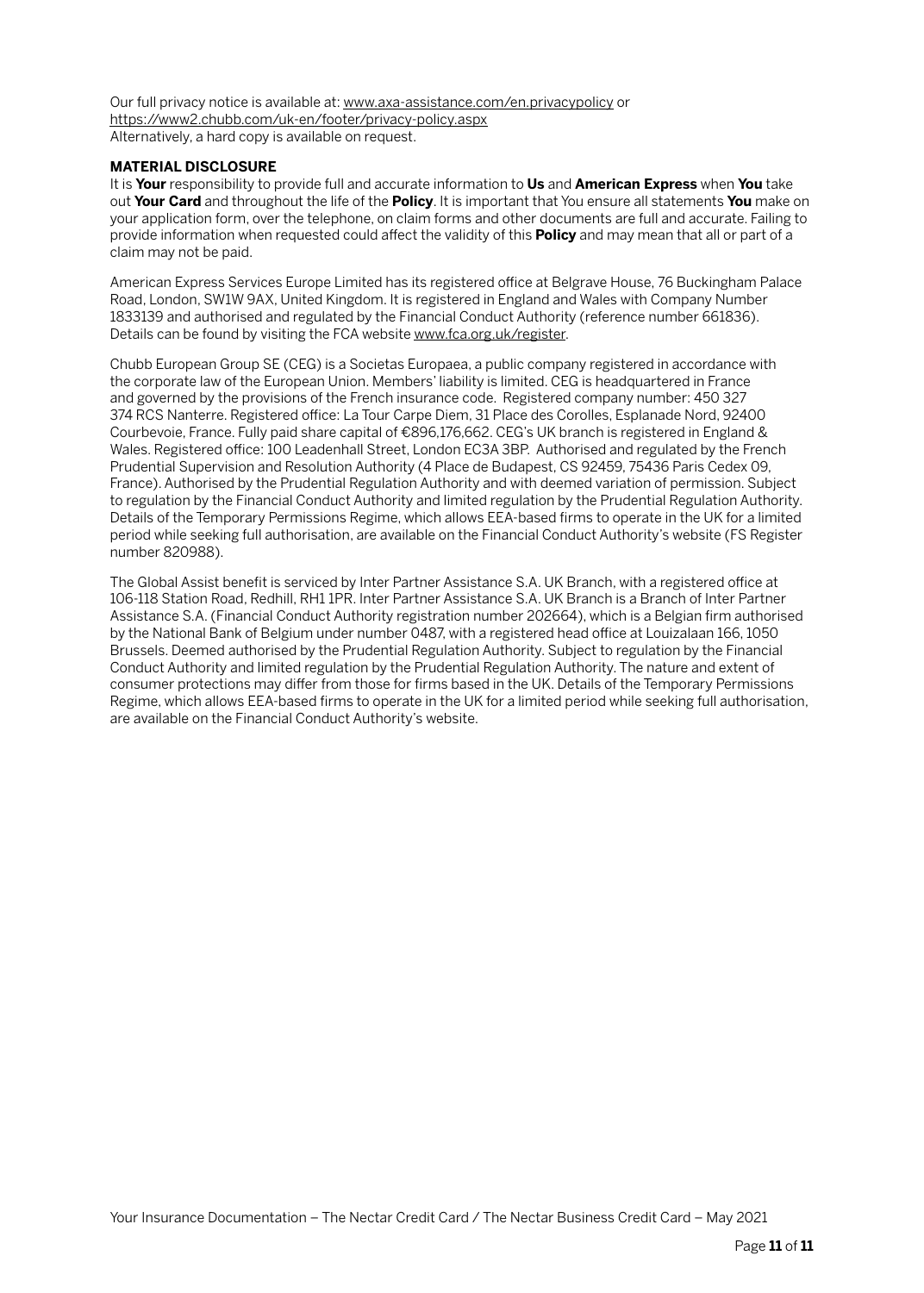Our full privacy notice is available at: www.axa-assistance.com/en.privacypolicy or https://www2.chubb.com/uk-en/footer/privacy-policy.aspx
Alternatively, a hard copy is available on request.

**MATERIAL DISCLOSURE**

It is **Your** responsibility to provide full and accurate information to **Us** and **American Express** when **You** take out **Your Card** and throughout the life of the **Policy**. It is important that You ensure all statements **You** make on your application form, over the telephone, on claim forms and other documents are full and accurate. Failing to provide information when requested could affect the validity of this **Policy** and may mean that all or part of a claim may not be paid.

American Express Services Europe Limited has its registered office at Belgrave House, 76 Buckingham Palace Road, London, SW1W 9AX, United Kingdom. It is registered in England and Wales with Company Number 1833139 and authorised and regulated by the Financial Conduct Authority (reference number 661836). Details can be found by visiting the FCA website www.fca.org.uk/register.

Chubb European Group SE (CEG) is a Societas Europaea, a public company registered in accordance with the corporate law of the European Union. Members' liability is limited. CEG is headquartered in France and governed by the provisions of the French insurance code. Registered company number: 450 327 374 RCS Nanterre. Registered office: La Tour Carpe Diem, 31 Place des Corolles, Esplanade Nord, 92400 Courbevoie, France. Fully paid share capital of €896,176,662. CEG's UK branch is registered in England & Wales. Registered office: 100 Leadenhall Street, London EC3A 3BP. Authorised and regulated by the French Prudential Supervision and Resolution Authority (4 Place de Budapest, CS 92459, 75436 Paris Cedex 09, France). Authorised by the Prudential Regulation Authority and with deemed variation of permission. Subject to regulation by the Financial Conduct Authority and limited regulation by the Prudential Regulation Authority. Details of the Temporary Permissions Regime, which allows EEA-based firms to operate in the UK for a limited period while seeking full authorisation, are available on the Financial Conduct Authority's website (FS Register number 820988).

The Global Assist benefit is serviced by Inter Partner Assistance S.A. UK Branch, with a registered office at 106-118 Station Road, Redhill, RH1 1PR. Inter Partner Assistance S.A. UK Branch is a Branch of Inter Partner Assistance S.A. (Financial Conduct Authority registration number 202664), which is a Belgian firm authorised by the National Bank of Belgium under number 0487, with a registered head office at Louizalaan 166, 1050 Brussels. Deemed authorised by the Prudential Regulation Authority. Subject to regulation by the Financial Conduct Authority and limited regulation by the Prudential Regulation Authority. The nature and extent of consumer protections may differ from those for firms based in the UK. Details of the Temporary Permissions Regime, which allows EEA-based firms to operate in the UK for a limited period while seeking full authorisation, are available on the Financial Conduct Authority's website.